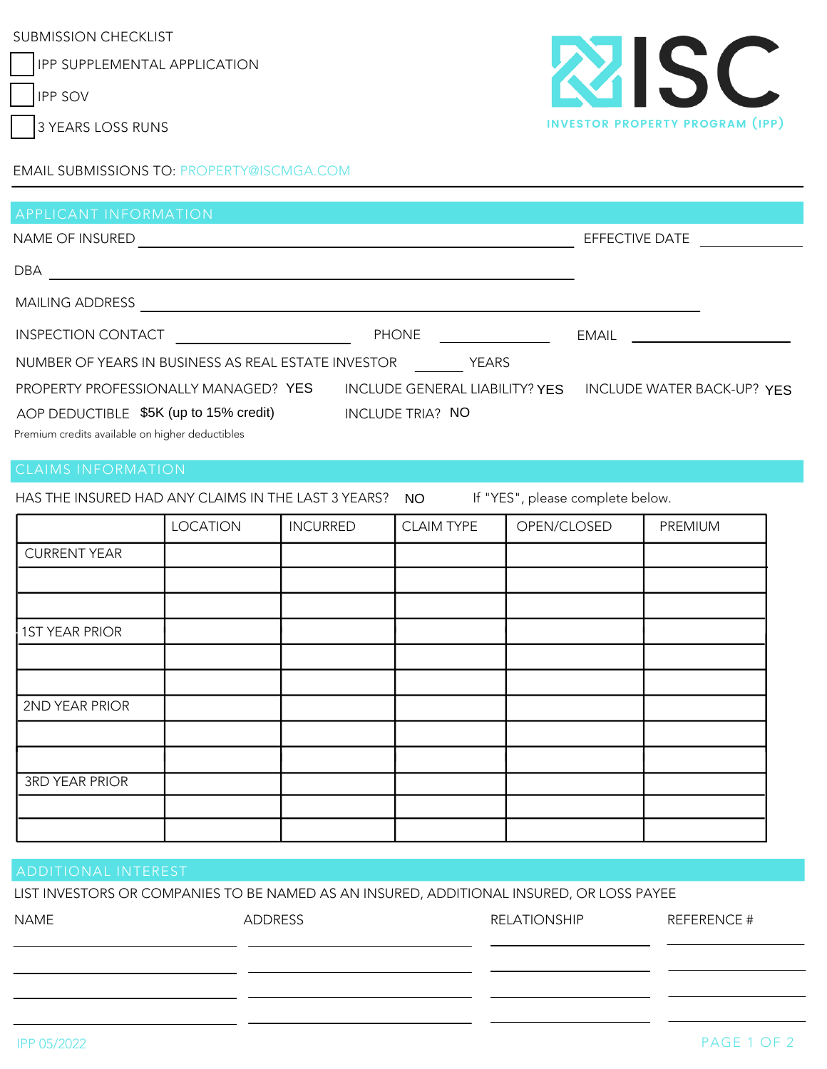SUBMISSION CHECKLIST

- ☐ IPP SUPPLEMENTAL APPLICATION
- ☐ IPP SOV
- ☐ 3 YEARS LOSS RUNS

**ISC**
INVESTOR PROPERTY PROGRAM (IPP)

EMAIL SUBMISSIONS TO: PROPERTY@ISCMGA.COM

## APPLICANT INFORMATION

NAME OF INSURED ______________________________ EFFECTIVE DATE __________

DBA ______________________________

MAILING ADDRESS ______________________________

INSPECTION CONTACT ______________ PHONE ______________ EMAIL ______________

NUMBER OF YEARS IN BUSINESS AS REAL ESTATE INVESTOR ______ YEARS

PROPERTY PROFESSIONALLY MANAGED? YES    INCLUDE GENERAL LIABILITY? YES    INCLUDE WATER BACK-UP? YES

AOP DEDUCTIBLE $5K (up to 15% credit)    INCLUDE TRIA? NO

Premium credits available on higher deductibles

## CLAIMS INFORMATION

HAS THE INSURED HAD ANY CLAIMS IN THE LAST 3 YEARS? NO    If "YES", please complete below.

| | LOCATION | INCURRED | CLAIM TYPE | OPEN/CLOSED | PREMIUM |
|---|---|---|---|---|---|
| CURRENT YEAR | | | | | |
| | | | | | |
| | | | | | |
| 1ST YEAR PRIOR | | | | | |
| | | | | | |
| | | | | | |
| 2ND YEAR PRIOR | | | | | |
| | | | | | |
| | | | | | |
| 3RD YEAR PRIOR | | | | | |
| | | | | | |
| | | | | | |

## ADDITIONAL INTEREST

LIST INVESTORS OR COMPANIES TO BE NAMED AS AN INSURED, ADDITIONAL INSURED, OR LOSS PAYEE

| NAME | ADDRESS | RELATIONSHIP | REFERENCE # |
|---|---|---|---|
| | | | |
| | | | |
| | | | |
| | | | |

IPP 05/2022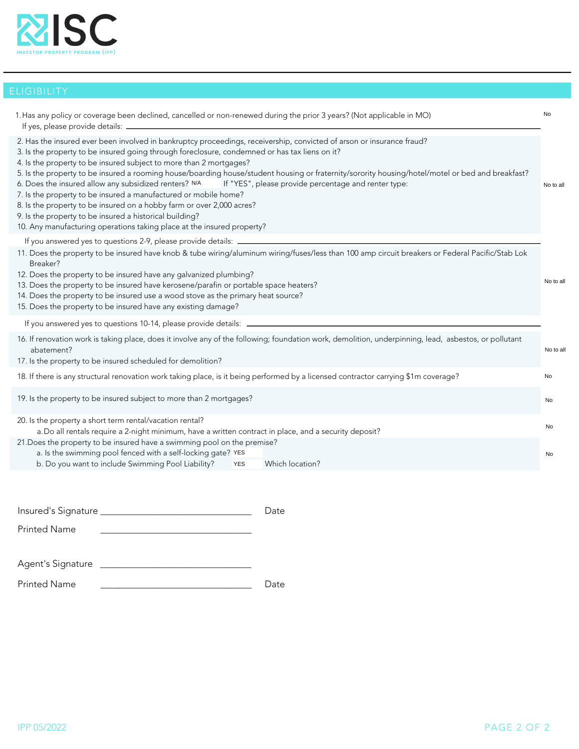ISC

INVESTOR PROPERTY PROGRAM (IPP)

## ELIGIBILITY

1. Has any policy or coverage been declined, cancelled or non-renewed during the prior 3 years? (Not applicable in MO) — No

   If yes, please provide details: ______________________________

2. Has the insured ever been involved in bankruptcy proceedings, receivership, convicted of arson or insurance fraud?
3. Is the property to be insured going through foreclosure, condemned or has tax liens on it?
4. Is the property to be insured subject to more than 2 mortgages?
5. Is the property to be insured a rooming house/boarding house/student housing or fraternity/sorority housing/hotel/motel or bed and breakfast?
6. Does the insured allow any subsidized renters? N/A If "YES", please provide percentage and renter type:
7. Is the property to be insured a manufactured or mobile home?
8. Is the property to be insured on a hobby farm or over 2,000 acres?
9. Is the property to be insured a historical building?
10. Any manufacturing operations taking place at the insured property?

No to all

If you answered yes to questions 2-9, please provide details: ______________________________

11. Does the property to be insured have knob & tube wiring/aluminum wiring/fuses/less than 100 amp circuit breakers or Federal Pacific/Stab Lok Breaker?
12. Does the property to be insured have any galvanized plumbing?
13. Does the property to be insured have kerosene/parafin or portable space heaters?
14. Does the property to be insured use a wood stove as the primary heat source?
15. Does the property to be insured have any existing damage?

No to all

If you answered yes to questions 10-14, please provide details: ______________________________

16. If renovation work is taking place, does it involve any of the following; foundation work, demolition, underpinning, lead, asbestos, or pollutant abatement?
17. Is the property to be insured scheduled for demolition?

No to all

18. If there is any structural renovation work taking place, is it being performed by a licensed contractor carrying $1m coverage? — No

19. Is the property to be insured subject to more than 2 mortgages? — No

20. Is the property a short term rental/vacation rental? — No
    a. Do all rentals require a 2-night minimum, have a written contract in place, and a security deposit?

21. Does the property to be insured have a swimming pool on the premise? — No
    a. Is the swimming pool fenced with a self-locking gate? YES
    b. Do you want to include Swimming Pool Liability? YES Which location?

Insured's Signature ______________________________ Date

Printed Name ______________________________

Agent's Signature ______________________________

Printed Name ______________________________ Date

IPP 05/2022